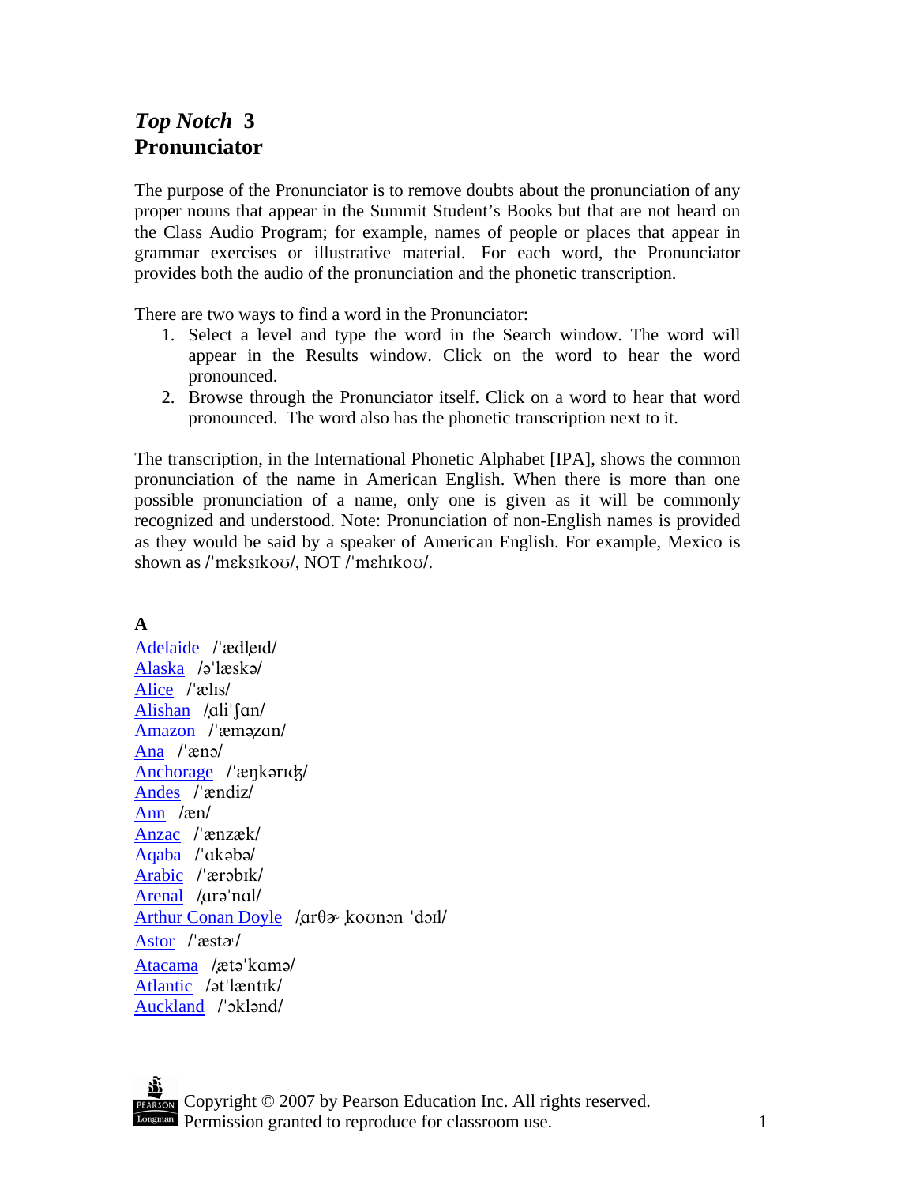# *Top Notch* 3
# Pronunciator

The purpose of the Pronunciator is to remove doubts about the pronunciation of any proper nouns that appear in the Summit Student's Books but that are not heard on the Class Audio Program; for example, names of people or places that appear in grammar exercises or illustrative material. For each word, the Pronunciator provides both the audio of the pronunciation and the phonetic transcription.

There are two ways to find a word in the Pronunciator:

1. Select a level and type the word in the Search window. The word will appear in the Results window. Click on the word to hear the word pronounced.
2. Browse through the Pronunciator itself. Click on a word to hear that word pronounced. The word also has the phonetic transcription next to it.

The transcription, in the International Phonetic Alphabet [IPA], shows the common pronunciation of the name in American English. When there is more than one possible pronunciation of a name, only one is given as it will be commonly recognized and understood. Note: Pronunciation of non-English names is provided as they would be said by a speaker of American English. For example, Mexico is shown as /ˈmɛksɪkoʊ/, NOT /ˈmɛhɪkoʊ/.

**A**

Adelaide /ˈædlˌeɪd/
Alaska /əˈlæskə/
Alice /ˈælɪs/
Alishan /ˌɑliˈʃɑn/
Amazon /ˈæməˌzɑn/
Ana /ˈænə/
Anchorage /ˈæŋkərɪʤ/
Andes /ˈændiz/
Ann /æn/
Anzac /ˈænzæk/
Aqaba /ˈɑkəbə/
Arabic /ˈærəbɪk/
Arenal /ˌɑrəˈnɑl/
Arthur Conan Doyle /ˌɑrθɚ ˌkoʊnən ˈdɔɪl/
Astor /ˈæstɚ/
Atacama /ˌætəˈkɑmə/
Atlantic /ətˈlæntɪk/
Auckland /ˈɔklənd/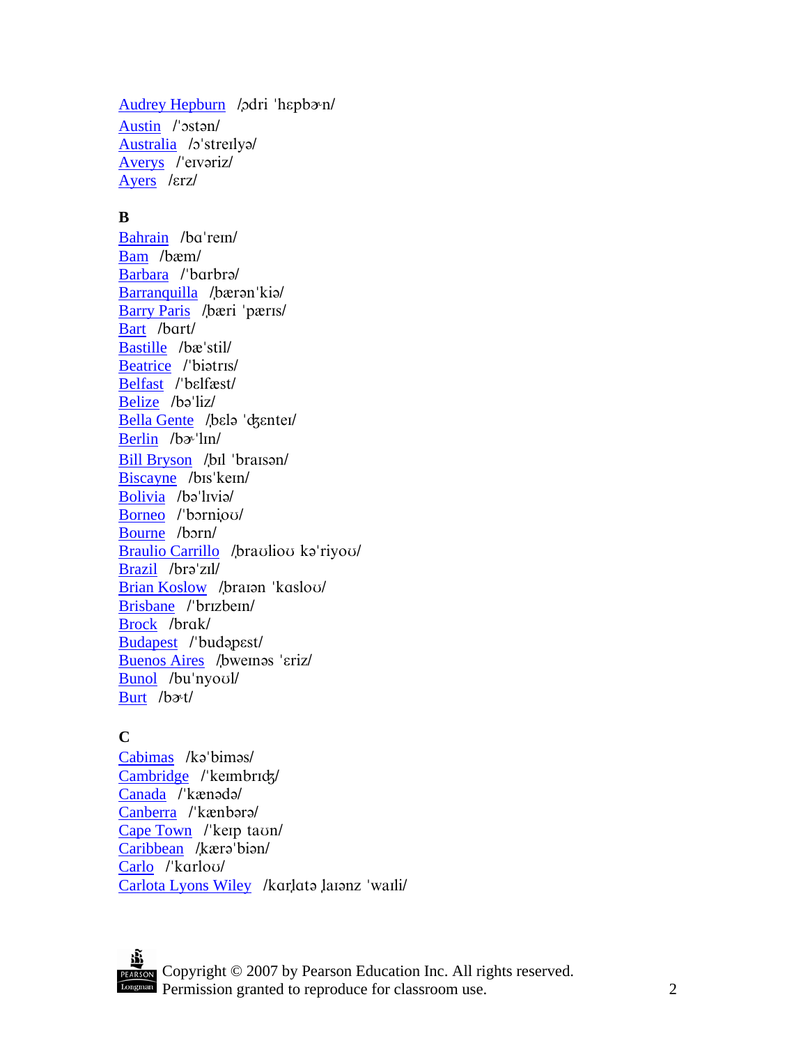Audrey Hepburn /ˌɔdri ˈhɛpbɚn/
Austin /ˈɔstən/
Australia /ɔˈstreɪlyə/
Averys /ˈeɪvəriz/
Ayers /ɛrz/

**B**

Bahrain /bɑˈreɪn/
Bam /bæm/
Barbara /ˈbɑrbrə/
Barranquilla /ˌbærənˈkiə/
Barry Paris /ˌbæri ˈpærɪs/
Bart /bɑrt/
Bastille /bæˈstil/
Beatrice /ˈbiətrɪs/
Belfast /ˈbɛlfæst/
Belize /bəˈliz/
Bella Gente /ˌbɛlə ˈʤɛnteɪ/
Berlin /bɚˈlɪn/
Bill Bryson /ˌbɪl ˈbraɪsən/
Biscayne /bɪsˈkeɪn/
Bolivia /bəˈlɪviə/
Borneo /ˈbɔrniˌoʊ/
Bourne /bɔrn/
Braulio Carrillo /ˌbraʊlioʊ kəˈriyoʊ/
Brazil /brəˈzɪl/
Brian Koslow /ˌbraɪən ˈkɑsloʊ/
Brisbane /ˈbrɪzbeɪn/
Brock /brɑk/
Budapest /ˈbudəˌpɛst/
Buenos Aires /ˌbweɪnəs ˈɛriz/
Bunol /buˈnyoʊl/
Burt /bɚt/

**C**

Cabimas /kəˈbiməs/
Cambridge /ˈkeɪmbrɪʤ/
Canada /ˈkænədə/
Canberra /ˈkænbərə/
Cape Town /ˈkeɪp taʊn/
Caribbean /ˌkærəˈbiən/
Carlo /ˈkɑrloʊ/
Carlota Lyons Wiley /kɑrˌlɑtə ˌlaɪənz ˈwaɪli/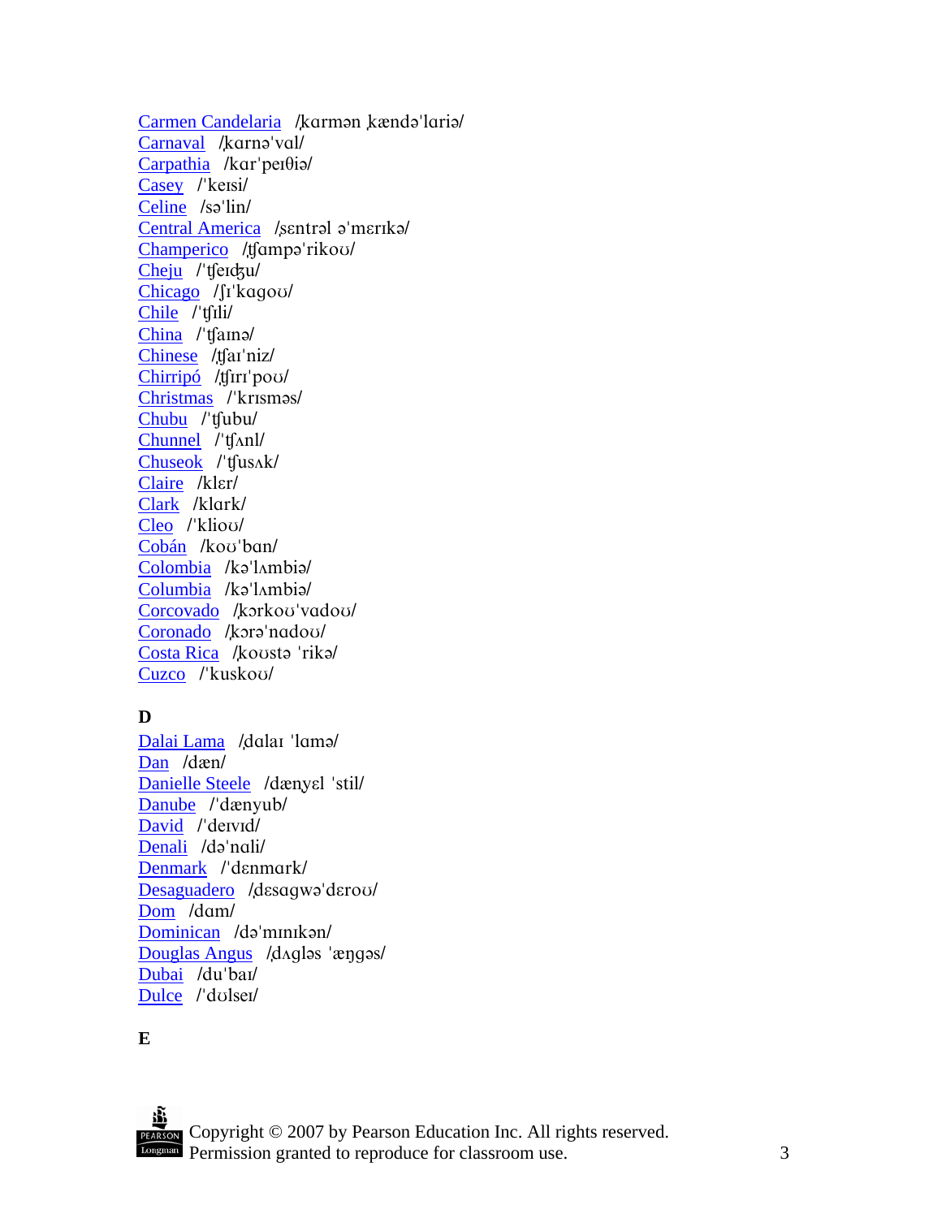Carmen Candelaria /ˌkarmən ˌkændəˈlariə/
Carnaval /ˌkarnəˈval/
Carpathia /karˈpeɪθiə/
Casey /ˈkeɪsi/
Celine /səˈlin/
Central America /ˌsɛntrəl əˈmɛrɪkə/
Champerico /ˌtʃampəˈrikoʊ/
Cheju /ˈtʃeɪdʒu/
Chicago /ʃɪˈkagoʊ/
Chile /ˈtʃɪli/
China /ˈtʃaɪnə/
Chinese /ˌtʃaɪˈniz/
Chirripó /ˌtʃɪrɪˈpoʊ/
Christmas /ˈkrɪsməs/
Chubu /ˈtʃubu/
Chunnel /ˈtʃʌnl/
Chuseok /ˈtʃusʌk/
Claire /klɛr/
Clark /klark/
Cleo /ˈklioʊ/
Cobán /koʊˈban/
Colombia /kəˈlʌmbiə/
Columbia /kəˈlʌmbiə/
Corcovado /ˌkɔrkoʊˈvadoʊ/
Coronado /ˌkɔrəˈnadoʊ/
Costa Rica /ˌkoʊstə ˈrikə/
Cuzco /ˈkuskoʊ/

**D**

Dalai Lama /ˌdalaɪ ˈlamə/
Dan /dæn/
Danielle Steele /dænyɛl ˈstil/
Danube /ˈdænyub/
David /ˈdeɪvɪd/
Denali /dəˈnali/
Denmark /ˈdɛnmark/
Desaguadero /ˌdɛsagwəˈdɛroʊ/
Dom /dam/
Dominican /dəˈmɪnɪkən/
Douglas Angus /ˌdʌgləs ˈæŋgəs/
Dubai /duˈbaɪ/
Dulce /ˈdʊlseɪ/

**E**

Copyright © 2007 by Pearson Education Inc. All rights reserved.
Permission granted to reproduce for classroom use.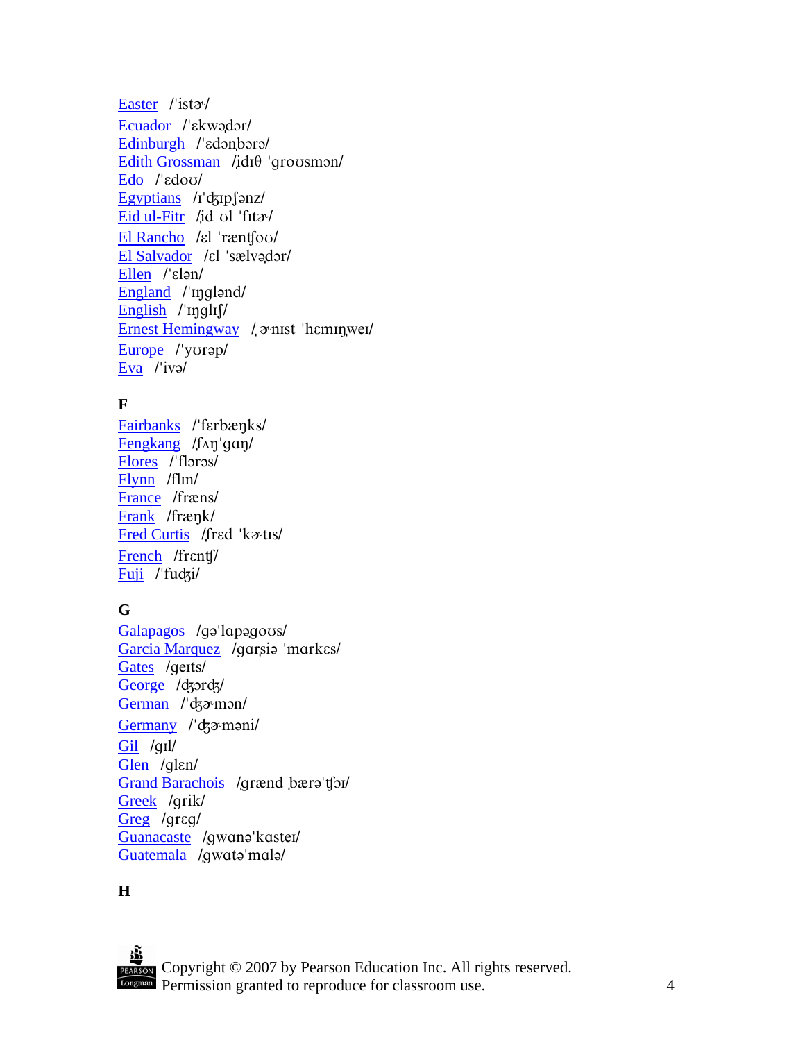Easter /ˈistɚ/
Ecuador /ˈɛkwəˌdɔr/
Edinburgh /ˈɛdənˌbərə/
Edith Grossman /ˌidɪθ ˈgroʊsmən/
Edo /ˈɛdoʊ/
Egyptians /ɪˈʤɪpʃənz/
Eid ul-Fitr /ˌid ʊl ˈfɪtɚ/
El Rancho /ɛl ˈrænʧoʊ/
El Salvador /ɛl ˈsælvəˌdɔr/
Ellen /ˈɛlən/
England /ˈɪŋglənd/
English /ˈɪŋglɪʃ/
Ernest Hemingway /ˌɚnɪst ˈhɛmɪŋˌweɪ/
Europe /ˈyʊrəp/
Eva /ˈivə/

**F**

Fairbanks /ˈfɛrbæŋks/
Fengkang /ˌfʌŋˈgɑŋ/
Flores /ˈflɔrəs/
Flynn /flɪn/
France /fræns/
Frank /fræŋk/
Fred Curtis /ˌfrɛd ˈkɚtɪs/
French /frɛnʧ/
Fuji /ˈfuʤi/

**G**

Galapagos /gəˈlɑpəˌgoʊs/
Garcia Marquez /gɑrˌsiə ˈmɑrkɛs/
Gates /geɪts/
George /ʤɔrʤ/
German /ˈʤɚmən/
Germany /ˈʤɚməni/
Gil /gɪl/
Glen /glɛn/
Grand Barachois /grænd ˌbærəˈʧɔɪ/
Greek /grik/
Greg /grɛg/
Guanacaste /ˌgwɑnəˈkɑsteɪ/
Guatemala /ˌgwɑtəˈmɑlə/

**H**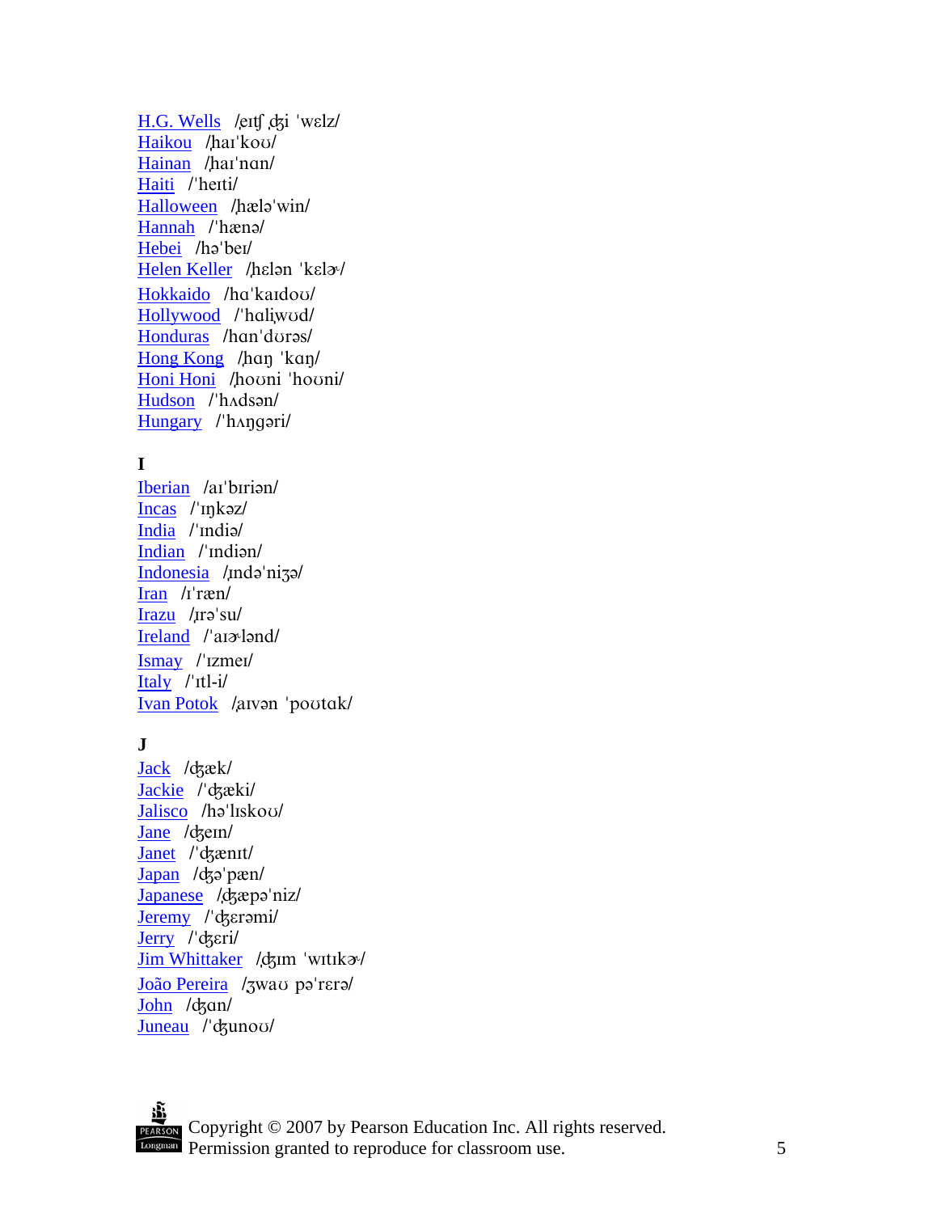H.G. Wells /ˌeɪtʃ ˌdʒi ˈwɛlz/
Haikou /ˌhaɪˈkoʊ/
Hainan /ˌhaɪˈnɑn/
Haiti /ˈheɪti/
Halloween /ˌhæləˈwin/
Hannah /ˈhænə/
Hebei /həˈbeɪ/
Helen Keller /ˌhɛlən ˈkɛlɚ/
Hokkaido /hɑˈkaɪdoʊ/
Hollywood /ˈhɑliˌwʊd/
Honduras /hɑnˈdʊrəs/
Hong Kong /ˌhɑŋ ˈkɑŋ/
Honi Honi /ˌhoʊni ˈhoʊni/
Hudson /ˈhʌdsən/
Hungary /ˈhʌŋgəri/

**I**

Iberian /aɪˈbɪriən/
Incas /ˈɪŋkəz/
India /ˈɪndiə/
Indian /ˈɪndiən/
Indonesia /ˌɪndəˈniʒə/
Iran /ɪˈræn/
Irazu /ˌɪrəˈsu/
Ireland /ˈaɪɚlənd/
Ismay /ˈɪzmeɪ/
Italy /ˈɪtl-i/
Ivan Potok /ˌaɪvən ˈpoʊtɑk/

**J**

Jack /dʒæk/
Jackie /ˈdʒæki/
Jalisco /həˈlɪskoʊ/
Jane /dʒeɪn/
Janet /ˈdʒænɪt/
Japan /dʒəˈpæn/
Japanese /ˌdʒæpəˈniz/
Jeremy /ˈdʒɛrəmi/
Jerry /ˈdʒɛri/
Jim Whittaker /ˌdʒɪm ˈwɪtɪkɚ/
João Pereira /ʒwaʊ pəˈrɛrə/
John /dʒɑn/
Juneau /ˈdʒunoʊ/

Copyright © 2007 by Pearson Education Inc. All rights reserved.
Permission granted to reproduce for classroom use.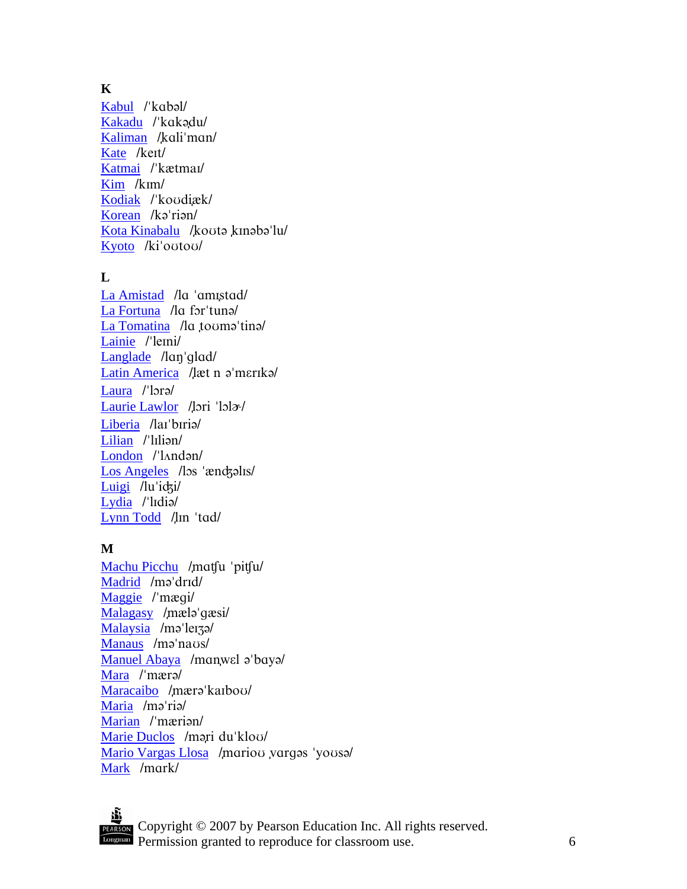**K**

Kabul /ˈkɑbəl/
Kakadu /ˈkɑkəˌdu/
Kaliman /ˌkɑliˈmɑn/
Kate /keɪt/
Katmai /ˈkætmaɪ/
Kim /kɪm/
Kodiak /ˈkoʊdiˌæk/
Korean /kəˈriən/
Kota Kinabalu /ˌkoʊtə ˌkɪnəbəˈlu/
Kyoto /kiˈoʊtoʊ/

**L**

La Amistad /lɑ ˈɑmɪˌstɑd/
La Fortuna /lɑ fɔrˈtunə/
La Tomatina /lɑ ˌtoʊməˈtinə/
Lainie /ˈleɪni/
Langlade /lɑŋˈglɑd/
Latin America /ˌlæt n əˈmɛrɪkə/
Laura /ˈlɔrə/
Laurie Lawlor /ˌlɔri ˈlɔlɚ/
Liberia /laɪˈbɪriə/
Lilian /ˈlɪliən/
London /ˈlʌndən/
Los Angeles /lɔs ˈænʤəlɪs/
Luigi /luˈiʤi/
Lydia /ˈlɪdiə/
Lynn Todd /ˌlɪn ˈtɑd/

**M**

Machu Picchu /ˌmɑʧu ˈpiʧu/
Madrid /məˈdrɪd/
Maggie /ˈmægi/
Malagasy /ˌmæləˈgæsi/
Malaysia /məˈleɪʒə/
Manaus /məˈnaʊs/
Manuel Abaya /mɑnˌwɛl əˈbɑyə/
Mara /ˈmærə/
Maracaibo /ˌmærəˈkaɪboʊ/
Maria /məˈriə/
Marian /ˈmæriən/
Marie Duclos /məˌri duˈkloʊ/
Mario Vargas Llosa /ˌmɑrioʊ ˌvɑrgəs ˈyoʊsə/
Mark /mɑrk/

Copyright © 2007 by Pearson Education Inc. All rights reserved.
Permission granted to reproduce for classroom use.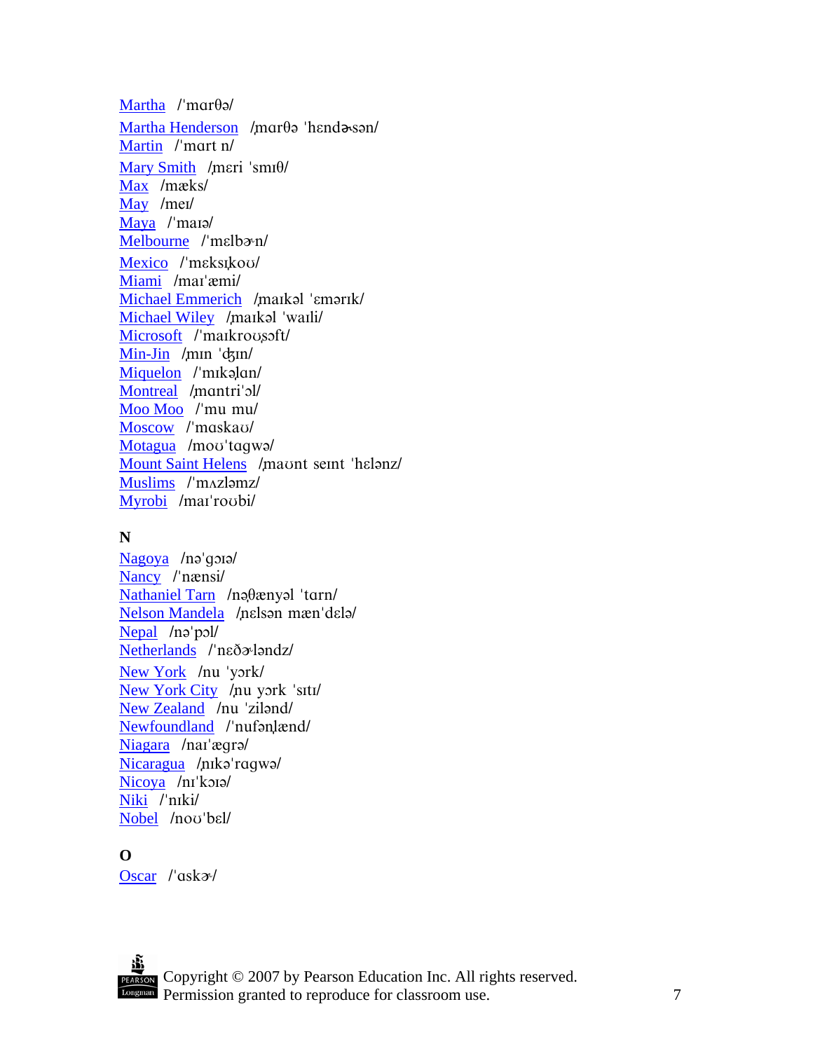Martha /ˈmɑrθə/

Martha Henderson /ˌmɑrθə ˈhɛndɚsən/

Martin /ˈmɑrt n/

Mary Smith /ˌmɛri ˈsmɪθ/

Max /mæks/

May /meɪ/

Maya /ˈmaɪə/

Melbourne /ˈmɛlbɚn/

Mexico /ˈmɛksɪˌkoʊ/

Miami /maɪˈæmi/

Michael Emmerich /ˌmaɪkəl ˈɛmərɪk/

Michael Wiley /ˌmaɪkəl ˈwaɪli/

Microsoft /ˈmaɪkroʊˌsɔft/

Min-Jin /ˌmɪn ˈʤɪn/

Miquelon /ˈmɪkəˌlɑn/

Montreal /ˌmɑntriˈɔl/

Moo Moo /ˈmu mu/

Moscow /ˈmɑskaʊ/

Motagua /moʊˈtɑgwə/

Mount Saint Helens /ˌmaʊnt seɪnt ˈhɛlənz/

Muslims /ˈmʌzləmz/

Myrobi /maɪˈroʊbi/

**N**

Nagoya /nəˈgɔɪə/

Nancy /ˈnænsi/

Nathaniel Tarn /nəˌθænyəl ˈtɑrn/

Nelson Mandela /ˌnɛlsən mænˈdɛlə/

Nepal /nəˈpɔl/

Netherlands /ˈnɛðɚləndz/

New York /nu ˈyɔrk/

New York City /ˌnu yɔrk ˈsɪtɪ/

New Zealand /nu ˈzilənd/

Newfoundland /ˈnufənˌlænd/

Niagara /naɪˈægrə/

Nicaragua /ˌnɪkəˈrɑgwə/

Nicoya /nɪˈkɔɪə/

Niki /ˈnɪki/

Nobel /noʊˈbɛl/

**O**

Oscar /ˈɑskɚ/

Copyright © 2007 by Pearson Education Inc. All rights reserved.
Permission granted to reproduce for classroom use.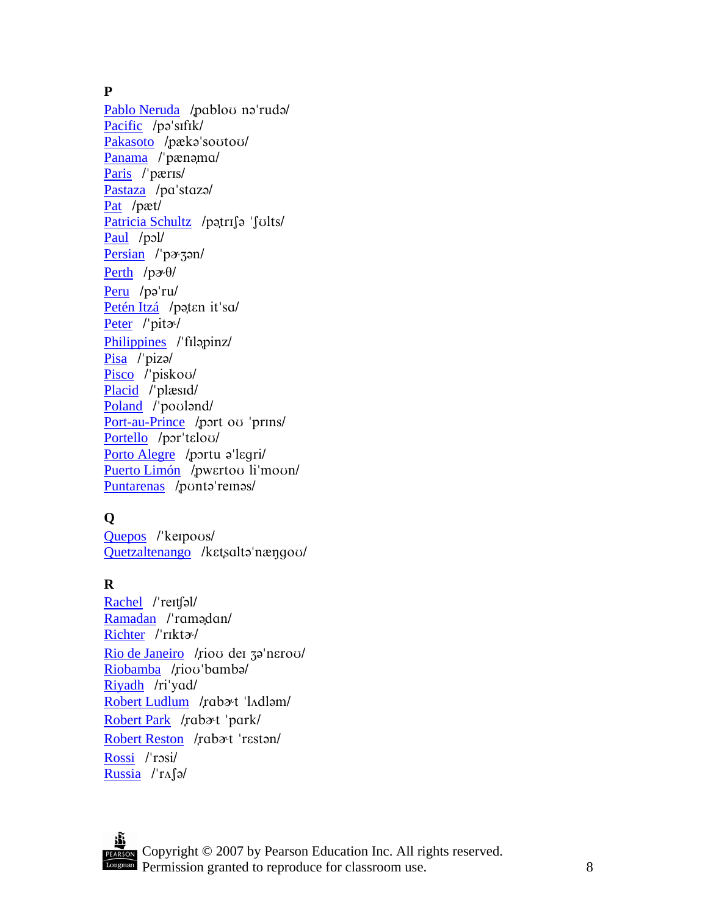**P**

Pablo Neruda /ˌpɑbloʊ nəˈrudə/
Pacific /pəˈsɪfɪk/
Pakasoto /ˌpækəˈsoʊtoʊ/
Panama /ˈpænəˌmɑ/
Paris /ˈpærɪs/
Pastaza /pɑˈstɑzə/
Pat /pæt/
Patricia Schultz /pəˌtrɪʃə ˈʃʊlts/
Paul /pɔl/
Persian /ˈpɚʒən/
Perth /pɚθ/
Peru /pəˈru/
Petén Itzá /pəˌtɛn itˈsɑ/
Peter /ˈpitɚ/
Philippines /ˈfɪləˌpinz/
Pisa /ˈpizə/
Pisco /ˈpiskoʊ/
Placid /ˈplæsɪd/
Poland /ˈpoʊlənd/
Port-au-Prince /ˌpɔrt oʊ ˈprɪns/
Portello /pɔrˈtɛloʊ/
Porto Alegre /ˌpɔrtu əˈlɛgri/
Puerto Limón /ˌpwɛrtoʊ liˈmoʊn/
Puntarenas /ˌpʊntəˈreɪnəs/

**Q**

Quepos /ˈkeɪpoʊs/
Quetzaltenango /kɛtˌsɑltəˈnæŋgoʊ/

**R**

Rachel /ˈreɪʧəl/
Ramadan /ˈrɑməˌdɑn/
Richter /ˈrɪktɚ/
Rio de Janeiro /ˌrioʊ deɪ ʒəˈnɛroʊ/
Riobamba /ˌrioʊˈbɑmbə/
Riyadh /riˈyɑd/
Robert Ludlum /ˌrɑbɚt ˈlʌdləm/
Robert Park /ˌrɑbɚt ˈpɑrk/
Robert Reston /ˌrɑbɚt ˈrɛstən/
Rossi /ˈrɔsi/
Russia /ˈrʌʃə/

Copyright © 2007 by Pearson Education Inc. All rights reserved.
Permission granted to reproduce for classroom use.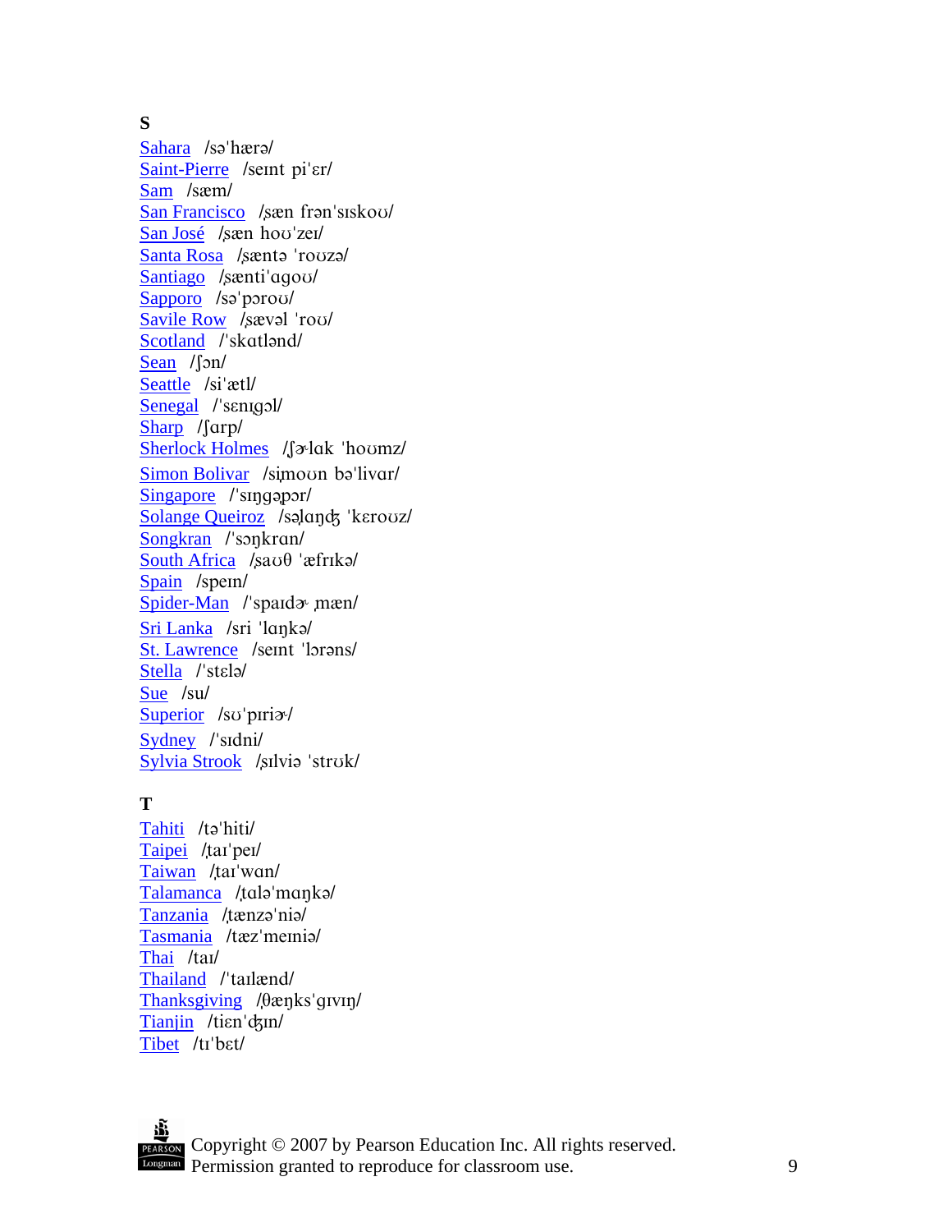## S

Sahara /səˈhærə/
Saint-Pierre /seɪnt piˈɛr/
Sam /sæm/
San Francisco /ˌsæn frənˈsɪskoʊ/
San José /ˌsæn hoʊˈzeɪ/
Santa Rosa /ˌsæntə ˈroʊzə/
Santiago /ˌsæntiˈɑgoʊ/
Sapporo /səˈpɔroʊ/
Savile Row /ˌsævəl ˈroʊ/
Scotland /ˈskɑtlənd/
Sean /ʃɔn/
Seattle /siˈætl/
Senegal /ˈsɛnɪgəl/
Sharp /ʃɑrp/
Sherlock Holmes /ˌʃɚlɑk ˈhoʊmz/
Simon Bolivar /ˌsimoʊn bəˈlivɑr/
Singapore /ˈsɪŋgəˌpɔr/
Solange Queiroz /səˌlɑndʒ ˈkɛroʊz/
Songkran /ˈsɔŋkrɑn/
South Africa /ˌsaʊθ ˈæfrɪkə/
Spain /speɪn/
Spider-Man /ˈspaɪdɚ ˌmæn/
Sri Lanka /sri ˈlɑŋkə/
St. Lawrence /seɪnt ˈlɔrəns/
Stella /ˈstɛlə/
Sue /su/
Superior /sʊˈpɪriɚ/
Sydney /ˈsɪdni/
Sylvia Strook /ˌsɪlviə ˈstrʊk/

## T

Tahiti /təˈhiti/
Taipei /ˌtaɪˈpeɪ/
Taiwan /ˌtaɪˈwɑn/
Talamanca /ˌtɑləˈmɑŋkə/
Tanzania /ˌtænzəˈniə/
Tasmania /tæzˈmeɪniə/
Thai /taɪ/
Thailand /ˈtaɪlænd/
Thanksgiving /ˌθæŋksˈgɪvɪŋ/
Tianjin /tiɛnˈdʒɪn/
Tibet /tɪˈbɛt/

Copyright © 2007 by Pearson Education Inc. All rights reserved.
Permission granted to reproduce for classroom use.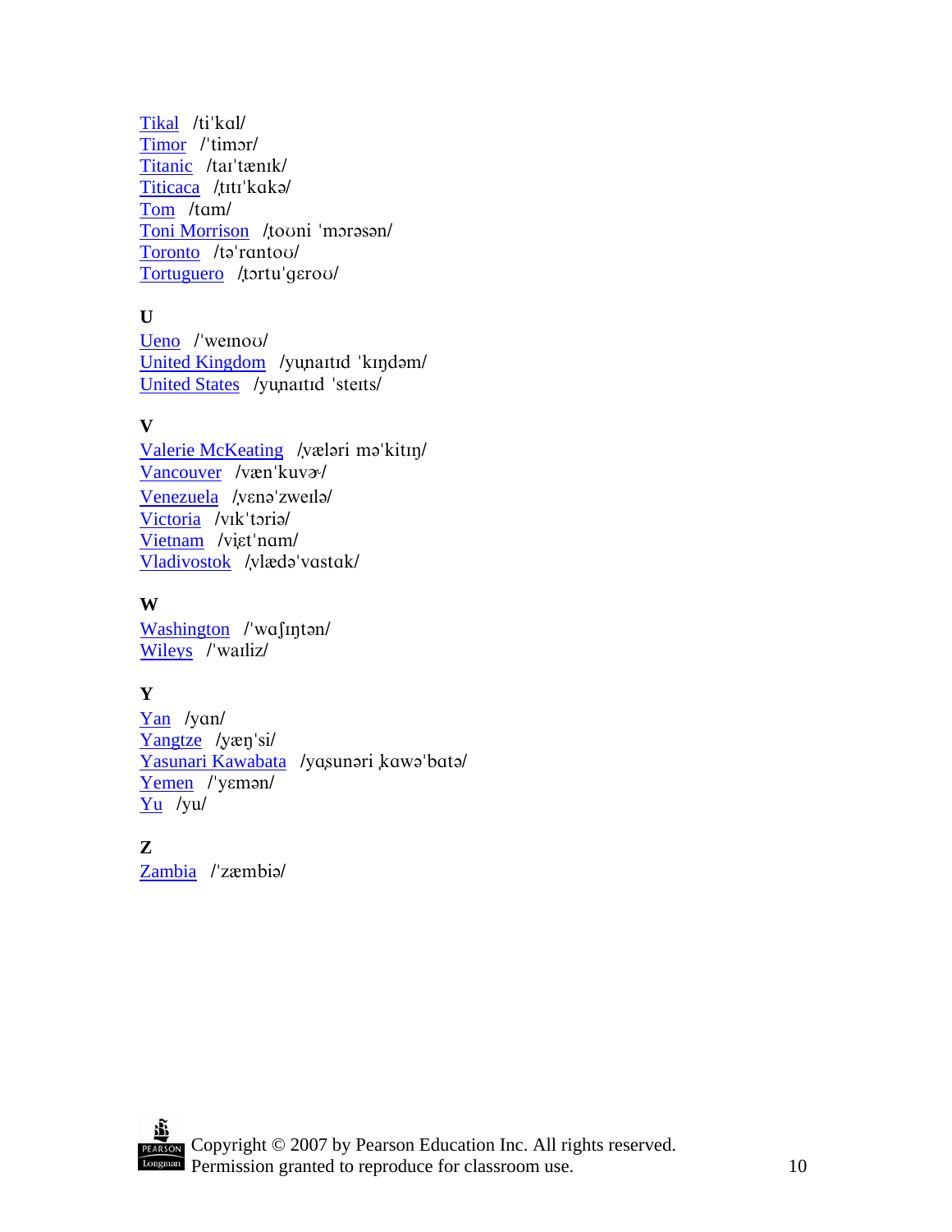Tikal /tiˈkɑl/
Timor /ˈtimɔr/
Titanic /taɪˈtænɪk/
Titicaca /ˌtɪtɪˈkɑkə/
Tom /tɑm/
Toni Morrison /ˌtoʊni ˈmɔrəsən/
Toronto /təˈrɑntoʊ/
Tortuguero /ˌtɔrtuˈgɛroʊ/

**U**

Ueno /ˈweɪnoʊ/
United Kingdom /yuˌnaɪtɪd ˈkɪŋdəm/
United States /yuˌnaɪtɪd ˈsteɪts/

**V**

Valerie McKeating /ˌvæləri məˈkitɪŋ/
Vancouver /vænˈkuvɚ/
Venezuela /ˌvɛnəˈzweɪlə/
Victoria /vɪkˈtɔriə/
Vietnam /viˌɛtˈnɑm/
Vladivostok /ˌvlædəˈvɑstɑk/

**W**

Washington /ˈwɑʃɪŋtən/
Wileys /ˈwaɪliz/

**Y**

Yan /yɑn/
Yangtze /yæŋˈsi/
Yasunari Kawabata /yɑˌsunəri ˌkɑwəˈbɑtə/
Yemen /ˈyɛmən/
Yu /yu/

**Z**

Zambia /ˈzæmbiə/

Copyright © 2007 by Pearson Education Inc. All rights reserved.
Permission granted to reproduce for classroom use.